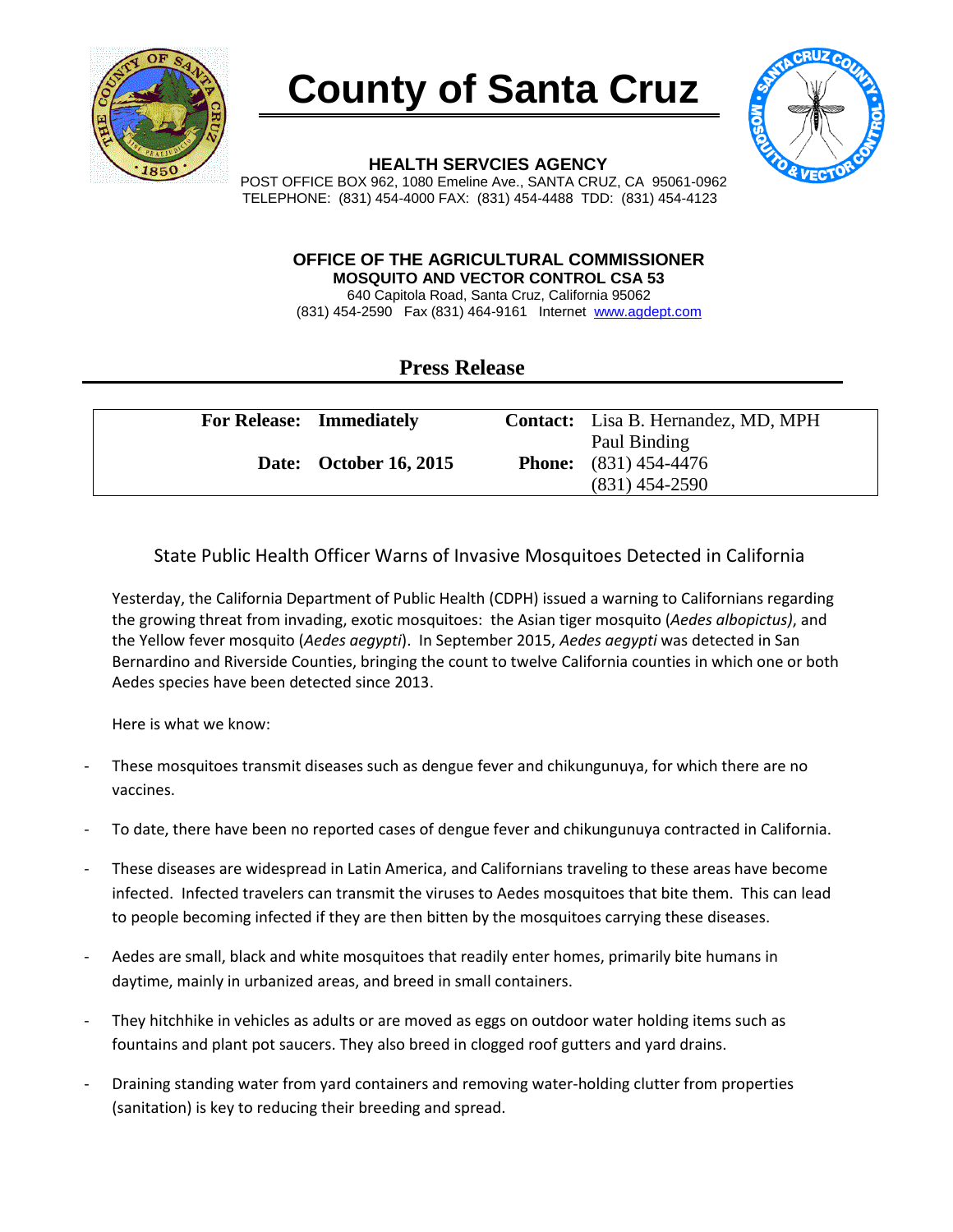# County of Santa Cruz

**HEALTH SERVCIES AGENCY**
POST OFFICE BOX 962, 1080 Emeline Ave., SANTA CRUZ, CA 95061-0962
TELEPHONE: (831) 454-4000 FAX: (831) 454-4488 TDD: (831) 454-4123

**OFFICE OF THE AGRICULTURAL COMMISSIONER**
**MOSQUITO AND VECTOR CONTROL CSA 53**
640 Capitola Road, Santa Cruz, California 95062
(831) 454-2590 Fax (831) 464-9161 Internet www.agdept.com

## Press Release

| | | | |
|---|---|---|---|
| **For Release:** | **Immediately** | **Contact:** | Lisa B. Hernandez, MD, MPH<br>Paul Binding |
| **Date:** | **October 16, 2015** | **Phone:** | (831) 454-4476<br>(831) 454-2590 |

### State Public Health Officer Warns of Invasive Mosquitoes Detected in California

Yesterday, the California Department of Public Health (CDPH) issued a warning to Californians regarding the growing threat from invading, exotic mosquitoes: the Asian tiger mosquito (*Aedes albopictus)*, and the Yellow fever mosquito (*Aedes aegypti*). In September 2015, *Aedes aegypti* was detected in San Bernardino and Riverside Counties, bringing the count to twelve California counties in which one or both Aedes species have been detected since 2013.

Here is what we know:

- These mosquitoes transmit diseases such as dengue fever and chikungunuya, for which there are no vaccines.
- To date, there have been no reported cases of dengue fever and chikungunuya contracted in California.
- These diseases are widespread in Latin America, and Californians traveling to these areas have become infected. Infected travelers can transmit the viruses to Aedes mosquitoes that bite them. This can lead to people becoming infected if they are then bitten by the mosquitoes carrying these diseases.
- Aedes are small, black and white mosquitoes that readily enter homes, primarily bite humans in daytime, mainly in urbanized areas, and breed in small containers.
- They hitchhike in vehicles as adults or are moved as eggs on outdoor water holding items such as fountains and plant pot saucers. They also breed in clogged roof gutters and yard drains.
- Draining standing water from yard containers and removing water-holding clutter from properties (sanitation) is key to reducing their breeding and spread.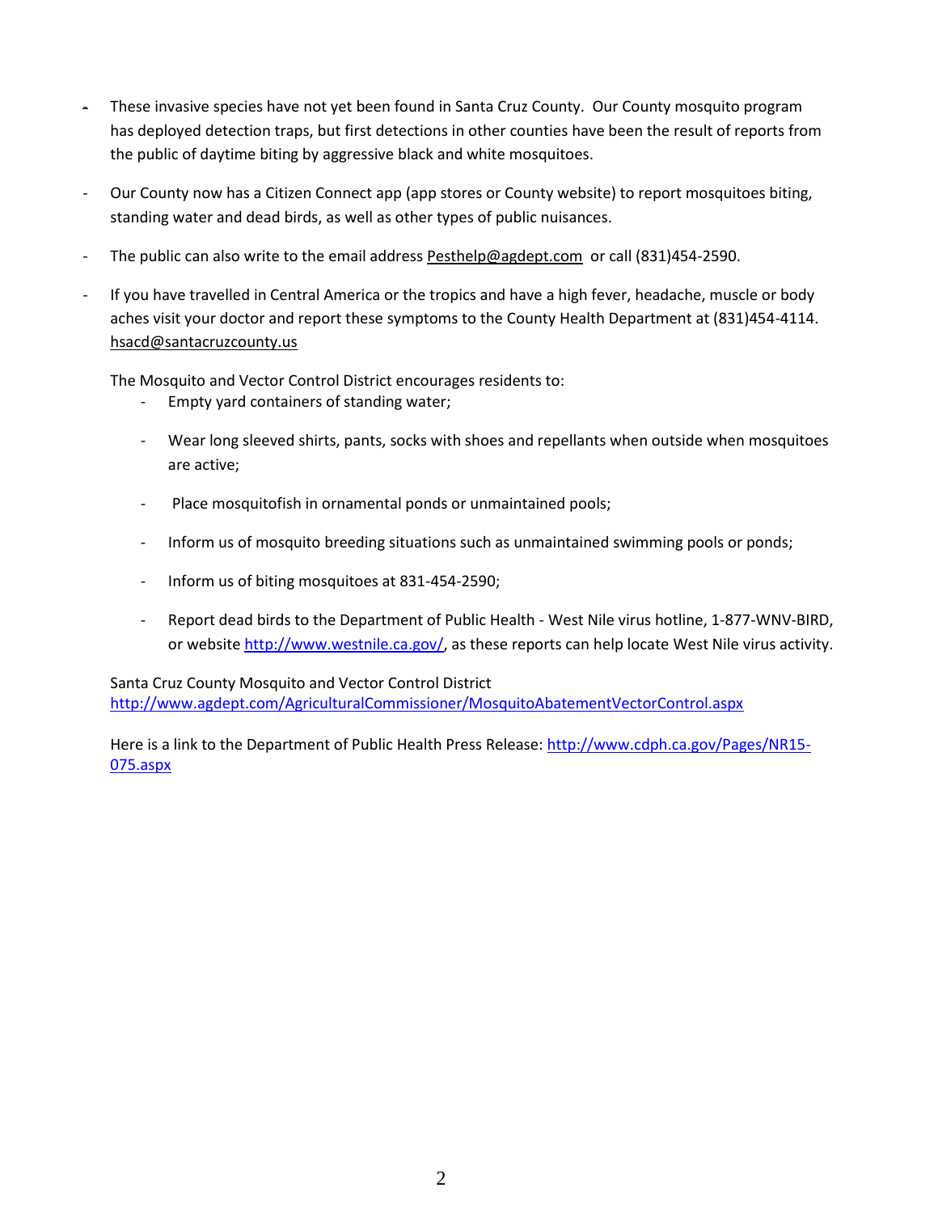- These invasive species have not yet been found in Santa Cruz County. Our County mosquito program has deployed detection traps, but first detections in other counties have been the result of reports from the public of daytime biting by aggressive black and white mosquitoes.

- Our County now has a Citizen Connect app (app stores or County website) to report mosquitoes biting, standing water and dead birds, as well as other types of public nuisances.

- The public can also write to the email address Pesthelp@agdept.com or call (831)454-2590.

- If you have travelled in Central America or the tropics and have a high fever, headache, muscle or body aches visit your doctor and report these symptoms to the County Health Department at (831)454-4114. hsacd@santacruzcounty.us

The Mosquito and Vector Control District encourages residents to:

- Empty yard containers of standing water;
- Wear long sleeved shirts, pants, socks with shoes and repellants when outside when mosquitoes are active;
- Place mosquitofish in ornamental ponds or unmaintained pools;
- Inform us of mosquito breeding situations such as unmaintained swimming pools or ponds;
- Inform us of biting mosquitoes at 831-454-2590;
- Report dead birds to the Department of Public Health - West Nile virus hotline, 1-877-WNV-BIRD, or website http://www.westnile.ca.gov/, as these reports can help locate West Nile virus activity.

Santa Cruz County Mosquito and Vector Control District
http://www.agdept.com/AgriculturalCommissioner/MosquitoAbatementVectorControl.aspx

Here is a link to the Department of Public Health Press Release: http://www.cdph.ca.gov/Pages/NR15-075.aspx